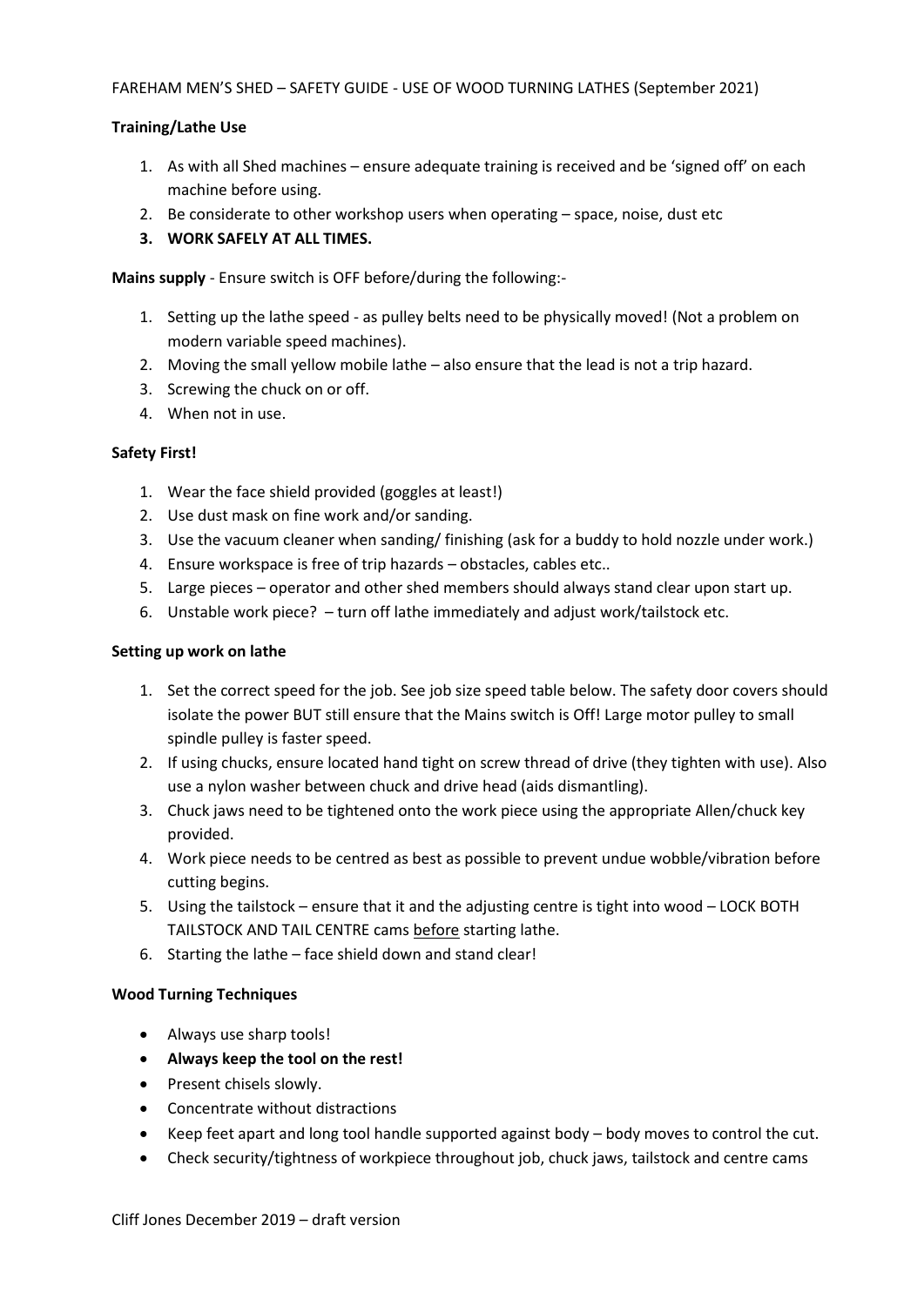FAREHAM MEN'S SHED – SAFETY GUIDE - USE OF WOOD TURNING LATHES (September 2021)

**Training/Lathe Use**

1. As with all Shed machines – ensure adequate training is received and be 'signed off' on each machine before using.
2. Be considerate to other workshop users when operating – space, noise, dust etc
3. **WORK SAFELY AT ALL TIMES.**

**Mains supply** - Ensure switch is OFF before/during the following:-

1. Setting up the lathe speed - as pulley belts need to be physically moved! (Not a problem on modern variable speed machines).
2. Moving the small yellow mobile lathe – also ensure that the lead is not a trip hazard.
3. Screwing the chuck on or off.
4. When not in use.

**Safety First!**

1. Wear the face shield provided (goggles at least!)
2. Use dust mask on fine work and/or sanding.
3. Use the vacuum cleaner when sanding/ finishing (ask for a buddy to hold nozzle under work.)
4. Ensure workspace is free of trip hazards – obstacles, cables etc..
5. Large pieces – operator and other shed members should always stand clear upon start up.
6. Unstable work piece? – turn off lathe immediately and adjust work/tailstock etc.

**Setting up work on lathe**

1. Set the correct speed for the job. See job size speed table below. The safety door covers should isolate the power BUT still ensure that the Mains switch is Off! Large motor pulley to small spindle pulley is faster speed.
2. If using chucks, ensure located hand tight on screw thread of drive (they tighten with use). Also use a nylon washer between chuck and drive head (aids dismantling).
3. Chuck jaws need to be tightened onto the work piece using the appropriate Allen/chuck key provided.
4. Work piece needs to be centred as best as possible to prevent undue wobble/vibration before cutting begins.
5. Using the tailstock – ensure that it and the adjusting centre is tight into wood – LOCK BOTH TAILSTOCK AND TAIL CENTRE cams <u>before</u> starting lathe.
6. Starting the lathe – face shield down and stand clear!

**Wood Turning Techniques**

- Always use sharp tools!
- **Always keep the tool on the rest!**
- Present chisels slowly.
- Concentrate without distractions
- Keep feet apart and long tool handle supported against body – body moves to control the cut.
- Check security/tightness of workpiece throughout job, chuck jaws, tailstock and centre cams

Cliff Jones December 2019 – draft version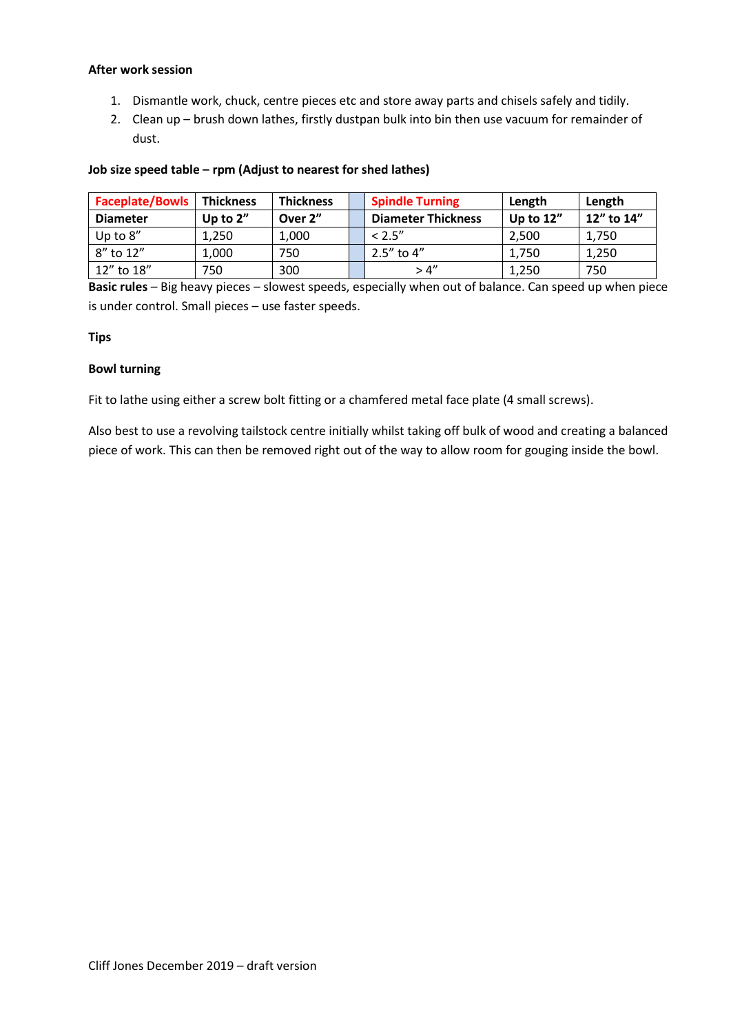**After work session**

1. Dismantle work, chuck, centre pieces etc and store away parts and chisels safely and tidily.
2. Clean up – brush down lathes, firstly dustpan bulk into bin then use vacuum for remainder of dust.

**Job size speed table – rpm (Adjust to nearest for shed lathes)**

| Faceplate/Bowls | Thickness | Thickness | | Spindle Turning | Length | Length |
|---|---|---|---|---|---|---|
| **Diameter** | **Up to 2”** | **Over 2”** | | **Diameter Thickness** | **Up to 12”** | **12” to 14”** |
| Up to 8” | 1,250 | 1,000 | | < 2.5” | 2,500 | 1,750 |
| 8” to 12” | 1,000 | 750 | | 2.5” to 4” | 1,750 | 1,250 |
| 12” to 18” | 750 | 300 | | > 4” | 1,250 | 750 |

**Basic rules** – Big heavy pieces – slowest speeds, especially when out of balance. Can speed up when piece is under control. Small pieces – use faster speeds.

**Tips**

**Bowl turning**

Fit to lathe using either a screw bolt fitting or a chamfered metal face plate (4 small screws).

Also best to use a revolving tailstock centre initially whilst taking off bulk of wood and creating a balanced piece of work. This can then be removed right out of the way to allow room for gouging inside the bowl.

Cliff Jones December 2019 – draft version